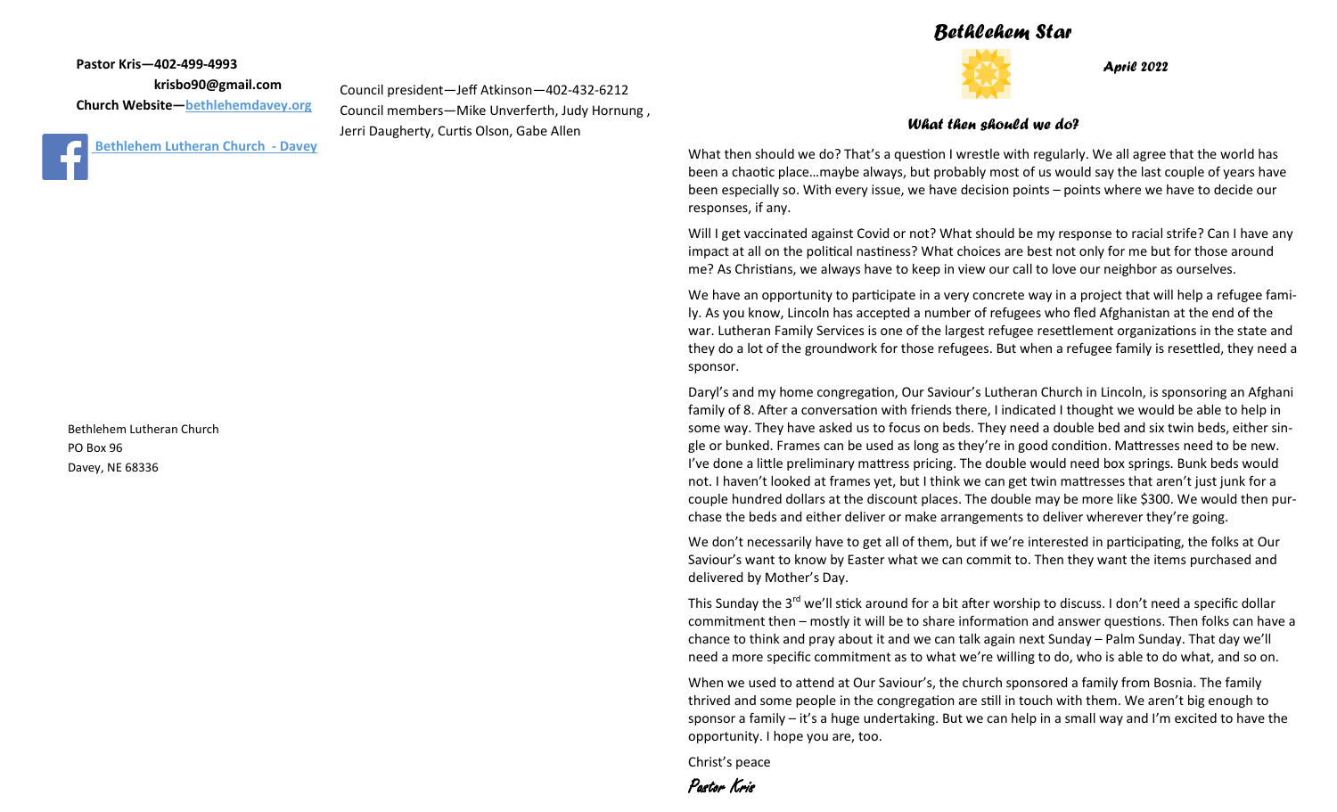**Pastor Kris—402-499-4993**

**krisbo90@gmail.com**

**Church Website—bethlehemdavey.org**

**Bethlehem Lutheran Church - Davey**

Council president—Jeff Atkinson—402-432-6212

Council members—Mike Unverferth, Judy Hornung, Jerri Daugherty, Curtis Olson, Gabe Allen

Bethlehem Lutheran Church
PO Box 96
Davey, NE 68336

# Bethlehem Star

***April 2022***

### *What then should we do?*

What then should we do? That's a question I wrestle with regularly. We all agree that the world has been a chaotic place…maybe always, but probably most of us would say the last couple of years have been especially so. With every issue, we have decision points – points where we have to decide our responses, if any.

Will I get vaccinated against Covid or not? What should be my response to racial strife? Can I have any impact at all on the political nastiness? What choices are best not only for me but for those around me? As Christians, we always have to keep in view our call to love our neighbor as ourselves.

We have an opportunity to participate in a very concrete way in a project that will help a refugee family. As you know, Lincoln has accepted a number of refugees who fled Afghanistan at the end of the war. Lutheran Family Services is one of the largest refugee resettlement organizations in the state and they do a lot of the groundwork for those refugees. But when a refugee family is resettled, they need a sponsor.

Daryl's and my home congregation, Our Saviour's Lutheran Church in Lincoln, is sponsoring an Afghani family of 8. After a conversation with friends there, I indicated I thought we would be able to help in some way. They have asked us to focus on beds. They need a double bed and six twin beds, either single or bunked. Frames can be used as long as they're in good condition. Mattresses need to be new. I've done a little preliminary mattress pricing. The double would need box springs. Bunk beds would not. I haven't looked at frames yet, but I think we can get twin mattresses that aren't just junk for a couple hundred dollars at the discount places. The double may be more like $300. We would then purchase the beds and either deliver or make arrangements to deliver wherever they're going.

We don't necessarily have to get all of them, but if we're interested in participating, the folks at Our Saviour's want to know by Easter what we can commit to. Then they want the items purchased and delivered by Mother's Day.

This Sunday the 3rd we'll stick around for a bit after worship to discuss. I don't need a specific dollar commitment then – mostly it will be to share information and answer questions. Then folks can have a chance to think and pray about it and we can talk again next Sunday – Palm Sunday. That day we'll need a more specific commitment as to what we're willing to do, who is able to do what, and so on.

When we used to attend at Our Saviour's, the church sponsored a family from Bosnia. The family thrived and some people in the congregation are still in touch with them. We aren't big enough to sponsor a family – it's a huge undertaking. But we can help in a small way and I'm excited to have the opportunity. I hope you are, too.

Christ's peace

*Pastor Kris*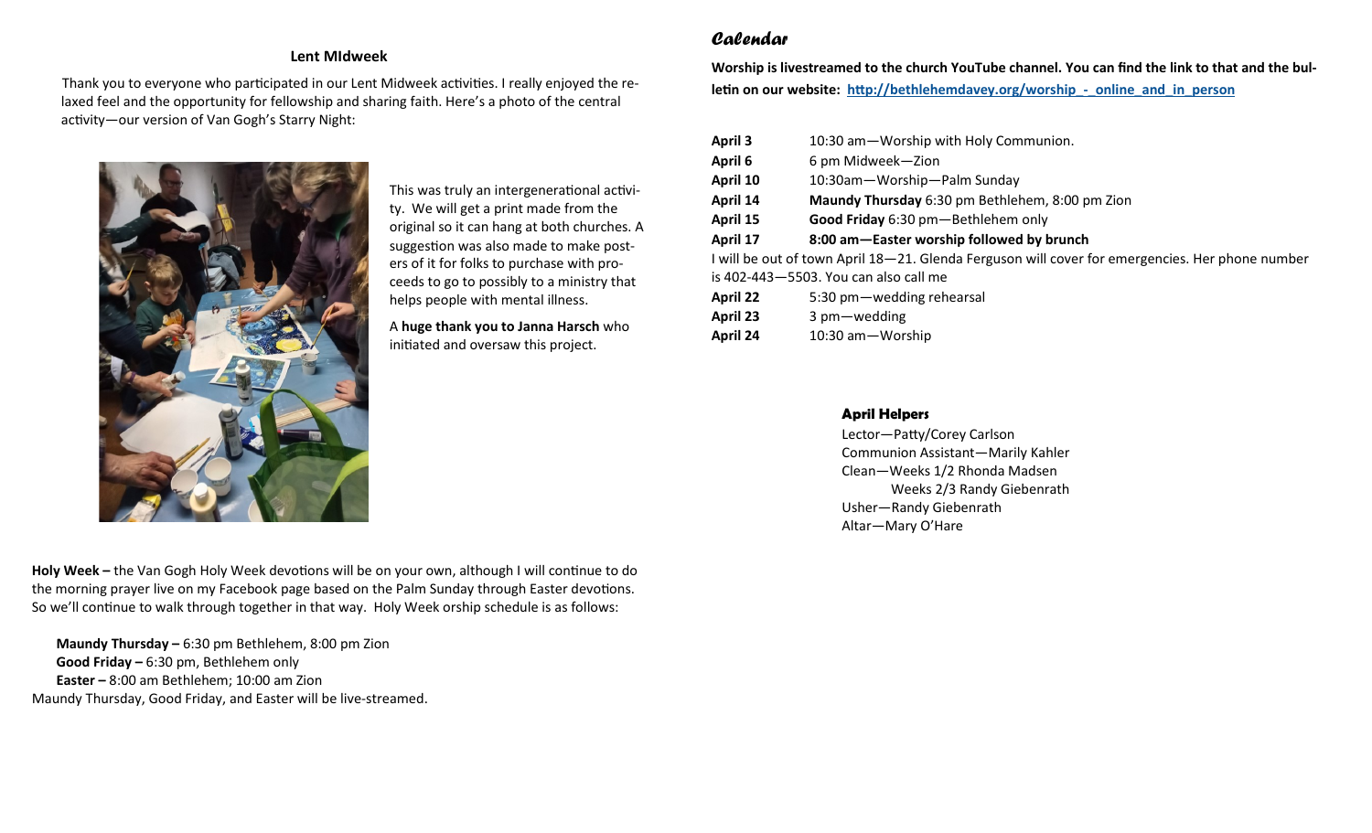### Lent MIdweek

Thank you to everyone who participated in our Lent Midweek activities. I really enjoyed the relaxed feel and the opportunity for fellowship and sharing faith. Here's a photo of the central activity—our version of Van Gogh's Starry Night:

This was truly an intergenerational activity. We will get a print made from the original so it can hang at both churches. A suggestion was also made to make posters of it for folks to purchase with proceeds to go to possibly to a ministry that helps people with mental illness.

A **huge thank you to Janna Harsch** who initiated and oversaw this project.

**Holy Week –** the Van Gogh Holy Week devotions will be on your own, although I will continue to do the morning prayer live on my Facebook page based on the Palm Sunday through Easter devotions. So we'll continue to walk through together in that way. Holy Week orship schedule is as follows:

**Maundy Thursday –** 6:30 pm Bethlehem, 8:00 pm Zion
**Good Friday –** 6:30 pm, Bethlehem only
**Easter –** 8:00 am Bethlehem; 10:00 am Zion
Maundy Thursday, Good Friday, and Easter will be live-streamed.

## *Calendar*

**Worship is livestreamed to the church YouTube channel. You can find the link to that and the bulletin on our website: http://bethlehemdavey.org/worship_-_online_and_in_person**

**April 3** 10:30 am—Worship with Holy Communion.
**April 6** 6 pm Midweek—Zion
**April 10** 10:30am—Worship—Palm Sunday
**April 14** **Maundy Thursday** 6:30 pm Bethlehem, 8:00 pm Zion
**April 15** **Good Friday** 6:30 pm—Bethlehem only
**April 17** **8:00 am—Easter worship followed by brunch**

I will be out of town April 18—21. Glenda Ferguson will cover for emergencies. Her phone number is 402-443—5503. You can also call me

**April 22** 5:30 pm—wedding rehearsal
**April 23** 3 pm—wedding
**April 24** 10:30 am—Worship

#### April Helpers

Lector—Patty/Corey Carlson
Communion Assistant—Marily Kahler
Clean—Weeks 1/2 Rhonda Madsen
Weeks 2/3 Randy Giebenrath
Usher—Randy Giebenrath
Altar—Mary O'Hare